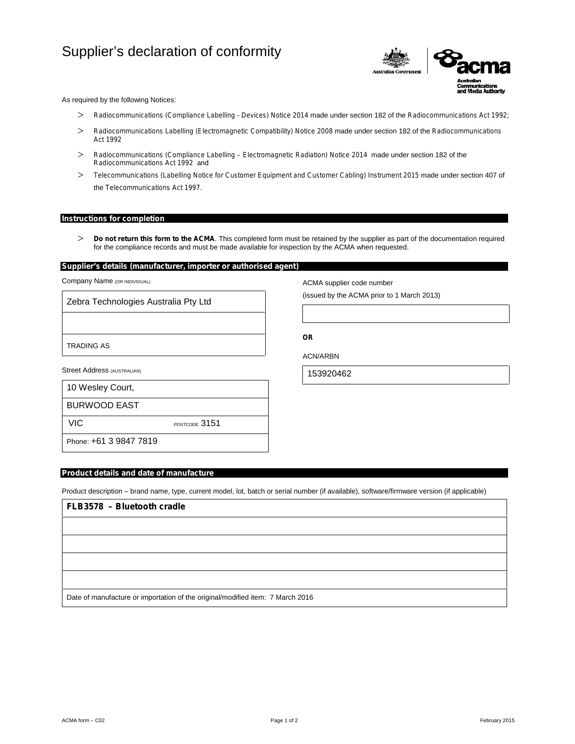# Supplier's declaration of conformity

As required by the following Notices:

- Radiocommunications (Compliance Labelling - Devices) Notice 2014 made under section 182 of the Radiocommunications Act 1992;
- Radiocommunications Labelling (Electromagnetic Compatibility) Notice 2008 made under section 182 of the Radiocommunications Act 1992
- Radiocommunications (Compliance Labelling – Electromagnetic Radiation) Notice 2014 made under section 182 of the Radiocommunications Act 1992 and
- Telecommunications (Labelling Notice for Customer Equipment and Customer Cabling) Instrument 2015 made under section 407 of the Telecommunications Act 1997.

## Instructions for completion

- **Do not return this form to the ACMA**. This completed form must be retained by the supplier as part of the documentation required for the compliance records and must be made available for inspection by the ACMA when requested.

## Supplier's details (manufacturer, importer or authorised agent)

Company Name (OR INDIVIDUAL)

Zebra Technologies Australia Pty Ltd

TRADING AS

Street Address (AUSTRALIAN)

10 Wesley Court,

BURWOOD EAST

VIC POSTCODE 3151

Phone: +61 3 9847 7819

ACMA supplier code number

(issued by the ACMA prior to 1 March 2013)

**OR**

ACN/ARBN

153920462

## Product details and date of manufacture

Product description – brand name, type, current model, lot, batch or serial number (if available), software/firmware version (if applicable)

**FLB3578 – Bluetooth cradle**

Date of manufacture or importation of the original/modified item: 7 March 2016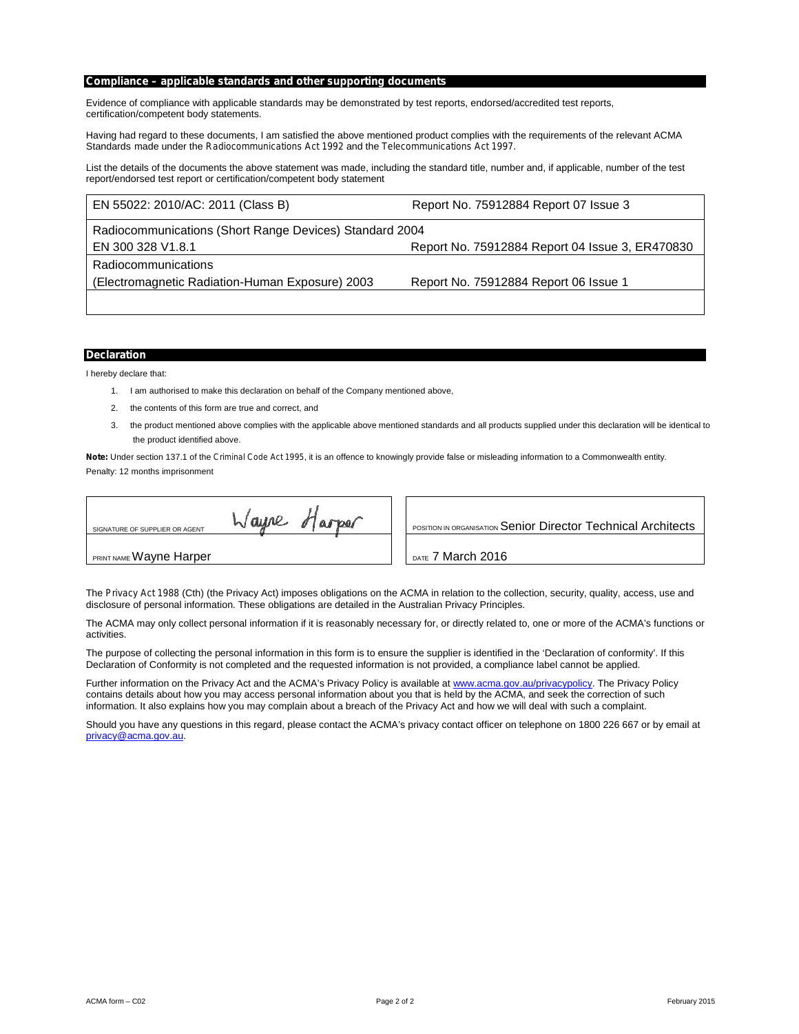## Compliance – applicable standards and other supporting documents

Evidence of compliance with applicable standards may be demonstrated by test reports, endorsed/accredited test reports, certification/competent body statements.

Having had regard to these documents, I am satisfied the above mentioned product complies with the requirements of the relevant ACMA Standards made under the *Radiocommunications Act 1992* and the *Telecommunications Act 1997*.

List the details of the documents the above statement was made, including the standard title, number and, if applicable, number of the test report/endorsed test report or certification/competent body statement

| | |
|---|---|
| EN 55022: 2010/AC: 2011 (Class B) | Report No. 75912884 Report 07 Issue 3 |
| Radiocommunications (Short Range Devices) Standard 2004<br>EN 300 328 V1.8.1 | Report No. 75912884 Report 04 Issue 3, ER470830 |
| Radiocommunications<br>(Electromagnetic Radiation-Human Exposure) 2003 | Report No. 75912884 Report 06 Issue 1 |
| | |

## Declaration

I hereby declare that:

1. I am authorised to make this declaration on behalf of the Company mentioned above,
2. the contents of this form are true and correct, and
3. the product mentioned above complies with the applicable above mentioned standards and all products supplied under this declaration will be identical to the product identified above.

**Note:** Under section 137.1 of the *Criminal Code Act 1995*, it is an offence to knowingly provide false or misleading information to a Commonwealth entity. Penalty: 12 months imprisonment

| | |
|---|---|
| SIGNATURE OF SUPPLIER OR AGENT Wayne Harper | POSITION IN ORGANISATION Senior Director Technical Architects |
| PRINT NAME Wayne Harper | DATE 7 March 2016 |

The *Privacy Act 1988* (Cth) (the Privacy Act) imposes obligations on the ACMA in relation to the collection, security, quality, access, use and disclosure of personal information. These obligations are detailed in the Australian Privacy Principles.

The ACMA may only collect personal information if it is reasonably necessary for, or directly related to, one or more of the ACMA's functions or activities.

The purpose of collecting the personal information in this form is to ensure the supplier is identified in the 'Declaration of conformity'. If this Declaration of Conformity is not completed and the requested information is not provided, a compliance label cannot be applied.

Further information on the Privacy Act and the ACMA's Privacy Policy is available at www.acma.gov.au/privacypolicy. The Privacy Policy contains details about how you may access personal information about you that is held by the ACMA, and seek the correction of such information. It also explains how you may complain about a breach of the Privacy Act and how we will deal with such a complaint.

Should you have any questions in this regard, please contact the ACMA's privacy contact officer on telephone on 1800 226 667 or by email at privacy@acma.gov.au.

ACMA form – C02

February 2015